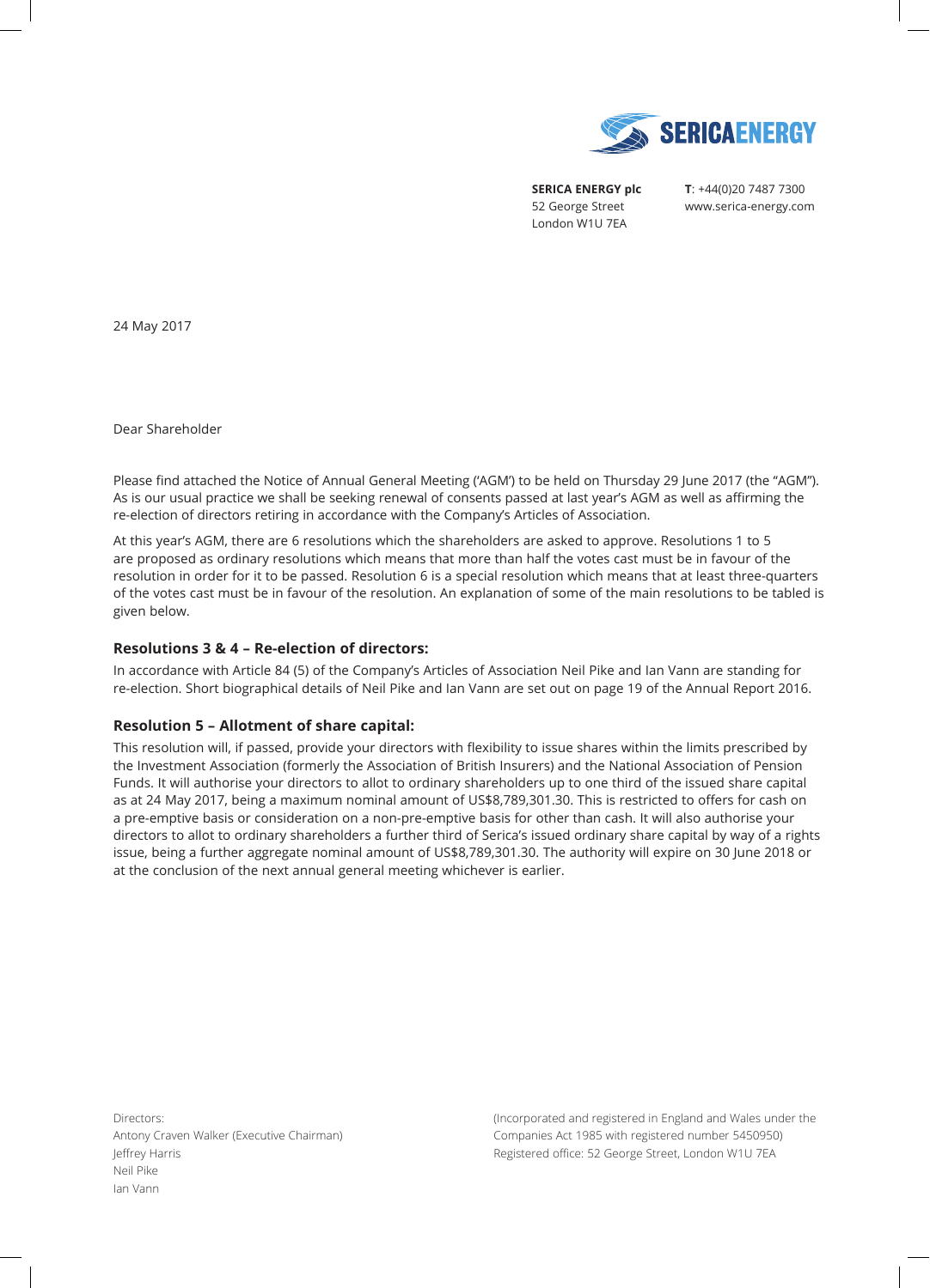**SERICA ENERGY plc**
52 George Street
London W1U 7EA

**T**: +44(0)20 7487 7300
www.serica-energy.com

24 May 2017

Dear Shareholder

Please find attached the Notice of Annual General Meeting ('AGM') to be held on Thursday 29 June 2017 (the "AGM"). As is our usual practice we shall be seeking renewal of consents passed at last year's AGM as well as affirming the re-election of directors retiring in accordance with the Company's Articles of Association.

At this year's AGM, there are 6 resolutions which the shareholders are asked to approve. Resolutions 1 to 5 are proposed as ordinary resolutions which means that more than half the votes cast must be in favour of the resolution in order for it to be passed. Resolution 6 is a special resolution which means that at least three-quarters of the votes cast must be in favour of the resolution. An explanation of some of the main resolutions to be tabled is given below.

### Resolutions 3 & 4 – Re-election of directors:

In accordance with Article 84 (5) of the Company's Articles of Association Neil Pike and Ian Vann are standing for re-election. Short biographical details of Neil Pike and Ian Vann are set out on page 19 of the Annual Report 2016.

### Resolution 5 – Allotment of share capital:

This resolution will, if passed, provide your directors with flexibility to issue shares within the limits prescribed by the Investment Association (formerly the Association of British Insurers) and the National Association of Pension Funds. It will authorise your directors to allot to ordinary shareholders up to one third of the issued share capital as at 24 May 2017, being a maximum nominal amount of US$8,789,301.30. This is restricted to offers for cash on a pre-emptive basis or consideration on a non-pre-emptive basis for other than cash. It will also authorise your directors to allot to ordinary shareholders a further third of Serica's issued ordinary share capital by way of a rights issue, being a further aggregate nominal amount of US$8,789,301.30. The authority will expire on 30 June 2018 or at the conclusion of the next annual general meeting whichever is earlier.

Directors:
Antony Craven Walker (Executive Chairman)
Jeffrey Harris
Neil Pike
Ian Vann

(Incorporated and registered in England and Wales under the Companies Act 1985 with registered number 5450950)
Registered office: 52 George Street, London W1U 7EA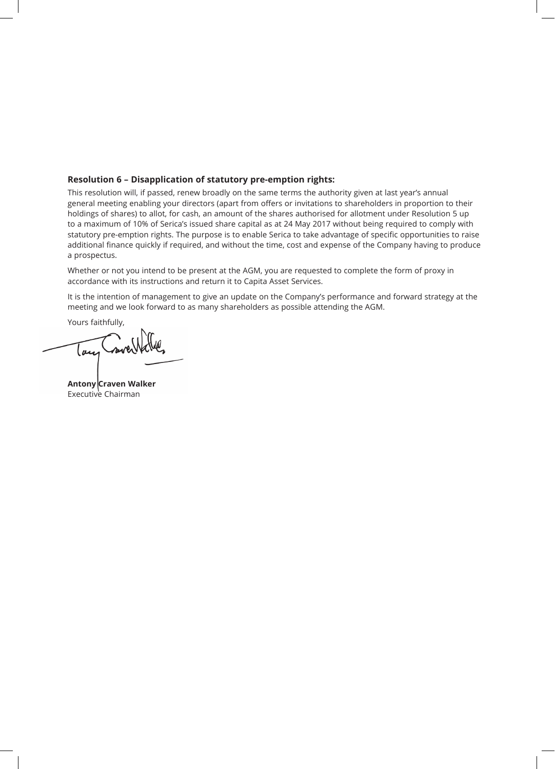**Resolution 6 – Disapplication of statutory pre-emption rights:**

This resolution will, if passed, renew broadly on the same terms the authority given at last year's annual general meeting enabling your directors (apart from offers or invitations to shareholders in proportion to their holdings of shares) to allot, for cash, an amount of the shares authorised for allotment under Resolution 5 up to a maximum of 10% of Serica's issued share capital as at 24 May 2017 without being required to comply with statutory pre-emption rights. The purpose is to enable Serica to take advantage of specific opportunities to raise additional finance quickly if required, and without the time, cost and expense of the Company having to produce a prospectus.

Whether or not you intend to be present at the AGM, you are requested to complete the form of proxy in accordance with its instructions and return it to Capita Asset Services.

It is the intention of management to give an update on the Company's performance and forward strategy at the meeting and we look forward to as many shareholders as possible attending the AGM.

Yours faithfully,

**Antony Craven Walker**
Executive Chairman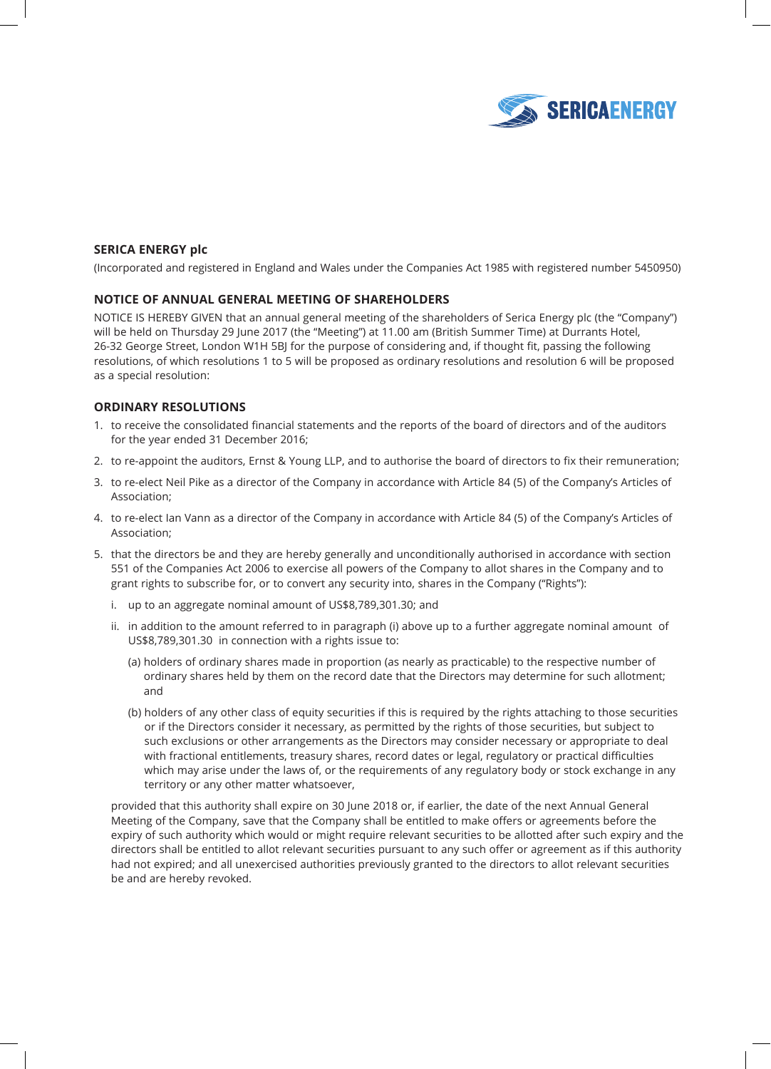**SERICA ENERGY plc**

(Incorporated and registered in England and Wales under the Companies Act 1985 with registered number 5450950)

**NOTICE OF ANNUAL GENERAL MEETING OF SHAREHOLDERS**

NOTICE IS HEREBY GIVEN that an annual general meeting of the shareholders of Serica Energy plc (the "Company") will be held on Thursday 29 June 2017 (the "Meeting") at 11.00 am (British Summer Time) at Durrants Hotel, 26-32 George Street, London W1H 5BJ for the purpose of considering and, if thought fit, passing the following resolutions, of which resolutions 1 to 5 will be proposed as ordinary resolutions and resolution 6 will be proposed as a special resolution:

**ORDINARY RESOLUTIONS**

1. to receive the consolidated financial statements and the reports of the board of directors and of the auditors for the year ended 31 December 2016;
2. to re-appoint the auditors, Ernst & Young LLP, and to authorise the board of directors to fix their remuneration;
3. to re-elect Neil Pike as a director of the Company in accordance with Article 84 (5) of the Company's Articles of Association;
4. to re-elect Ian Vann as a director of the Company in accordance with Article 84 (5) of the Company's Articles of Association;
5. that the directors be and they are hereby generally and unconditionally authorised in accordance with section 551 of the Companies Act 2006 to exercise all powers of the Company to allot shares in the Company and to grant rights to subscribe for, or to convert any security into, shares in the Company ("Rights"):

   i. up to an aggregate nominal amount of US$8,789,301.30; and

   ii. in addition to the amount referred to in paragraph (i) above up to a further aggregate nominal amount of US$8,789,301.30 in connection with a rights issue to:

      (a) holders of ordinary shares made in proportion (as nearly as practicable) to the respective number of ordinary shares held by them on the record date that the Directors may determine for such allotment; and

      (b) holders of any other class of equity securities if this is required by the rights attaching to those securities or if the Directors consider it necessary, as permitted by the rights of those securities, but subject to such exclusions or other arrangements as the Directors may consider necessary or appropriate to deal with fractional entitlements, treasury shares, record dates or legal, regulatory or practical difficulties which may arise under the laws of, or the requirements of any regulatory body or stock exchange in any territory or any other matter whatsoever,

   provided that this authority shall expire on 30 June 2018 or, if earlier, the date of the next Annual General Meeting of the Company, save that the Company shall be entitled to make offers or agreements before the expiry of such authority which would or might require relevant securities to be allotted after such expiry and the directors shall be entitled to allot relevant securities pursuant to any such offer or agreement as if this authority had not expired; and all unexercised authorities previously granted to the directors to allot relevant securities be and are hereby revoked.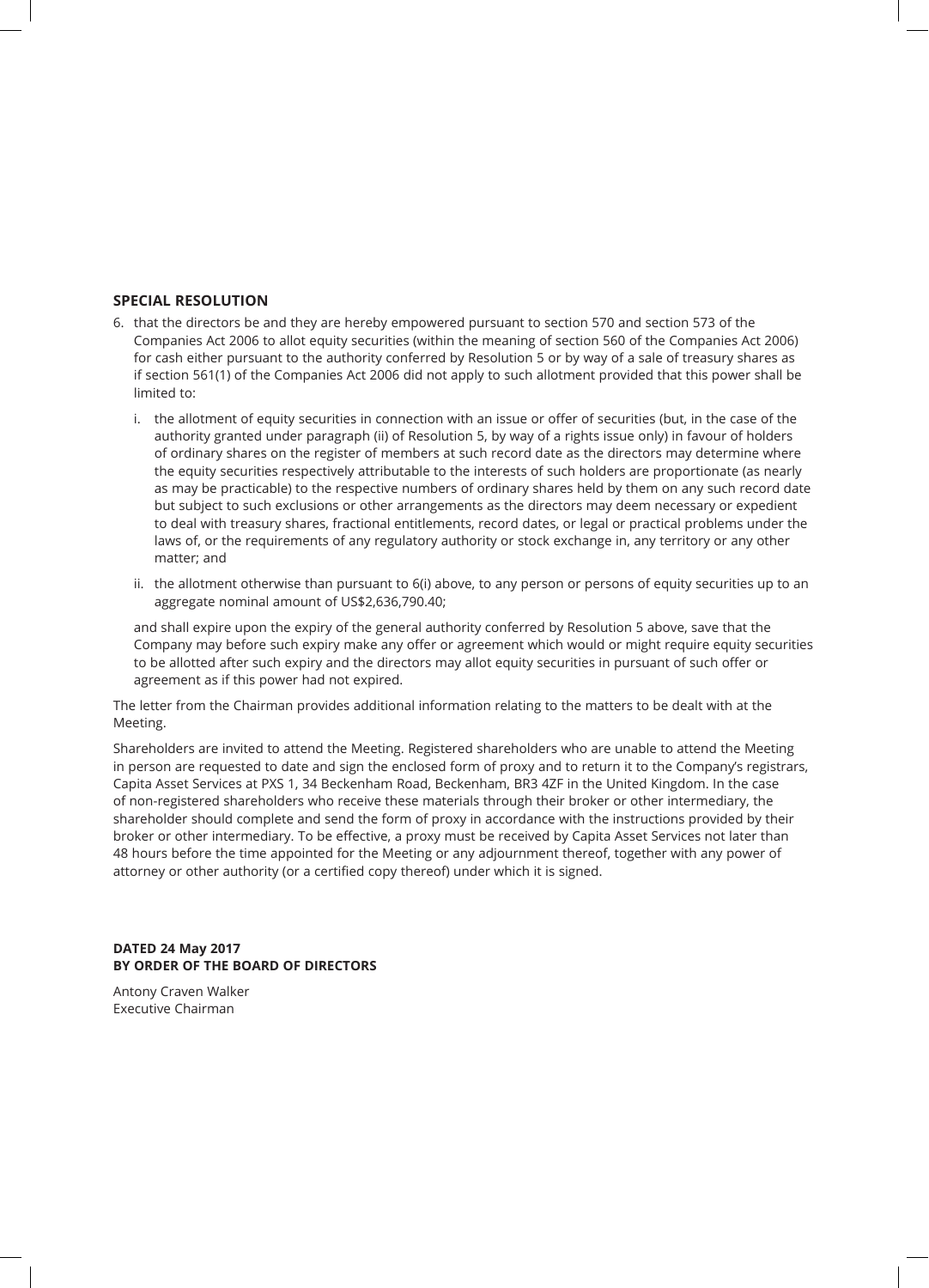## SPECIAL RESOLUTION

6. that the directors be and they are hereby empowered pursuant to section 570 and section 573 of the Companies Act 2006 to allot equity securities (within the meaning of section 560 of the Companies Act 2006) for cash either pursuant to the authority conferred by Resolution 5 or by way of a sale of treasury shares as if section 561(1) of the Companies Act 2006 did not apply to such allotment provided that this power shall be limited to:

   i. the allotment of equity securities in connection with an issue or offer of securities (but, in the case of the authority granted under paragraph (ii) of Resolution 5, by way of a rights issue only) in favour of holders of ordinary shares on the register of members at such record date as the directors may determine where the equity securities respectively attributable to the interests of such holders are proportionate (as nearly as may be practicable) to the respective numbers of ordinary shares held by them on any such record date but subject to such exclusions or other arrangements as the directors may deem necessary or expedient to deal with treasury shares, fractional entitlements, record dates, or legal or practical problems under the laws of, or the requirements of any regulatory authority or stock exchange in, any territory or any other matter; and

   ii. the allotment otherwise than pursuant to 6(i) above, to any person or persons of equity securities up to an aggregate nominal amount of US$2,636,790.40;

   and shall expire upon the expiry of the general authority conferred by Resolution 5 above, save that the Company may before such expiry make any offer or agreement which would or might require equity securities to be allotted after such expiry and the directors may allot equity securities in pursuant of such offer or agreement as if this power had not expired.

The letter from the Chairman provides additional information relating to the matters to be dealt with at the Meeting.

Shareholders are invited to attend the Meeting. Registered shareholders who are unable to attend the Meeting in person are requested to date and sign the enclosed form of proxy and to return it to the Company's registrars, Capita Asset Services at PXS 1, 34 Beckenham Road, Beckenham, BR3 4ZF in the United Kingdom. In the case of non-registered shareholders who receive these materials through their broker or other intermediary, the shareholder should complete and send the form of proxy in accordance with the instructions provided by their broker or other intermediary. To be effective, a proxy must be received by Capita Asset Services not later than 48 hours before the time appointed for the Meeting or any adjournment thereof, together with any power of attorney or other authority (or a certified copy thereof) under which it is signed.

**DATED 24 May 2017**
**BY ORDER OF THE BOARD OF DIRECTORS**

Antony Craven Walker
Executive Chairman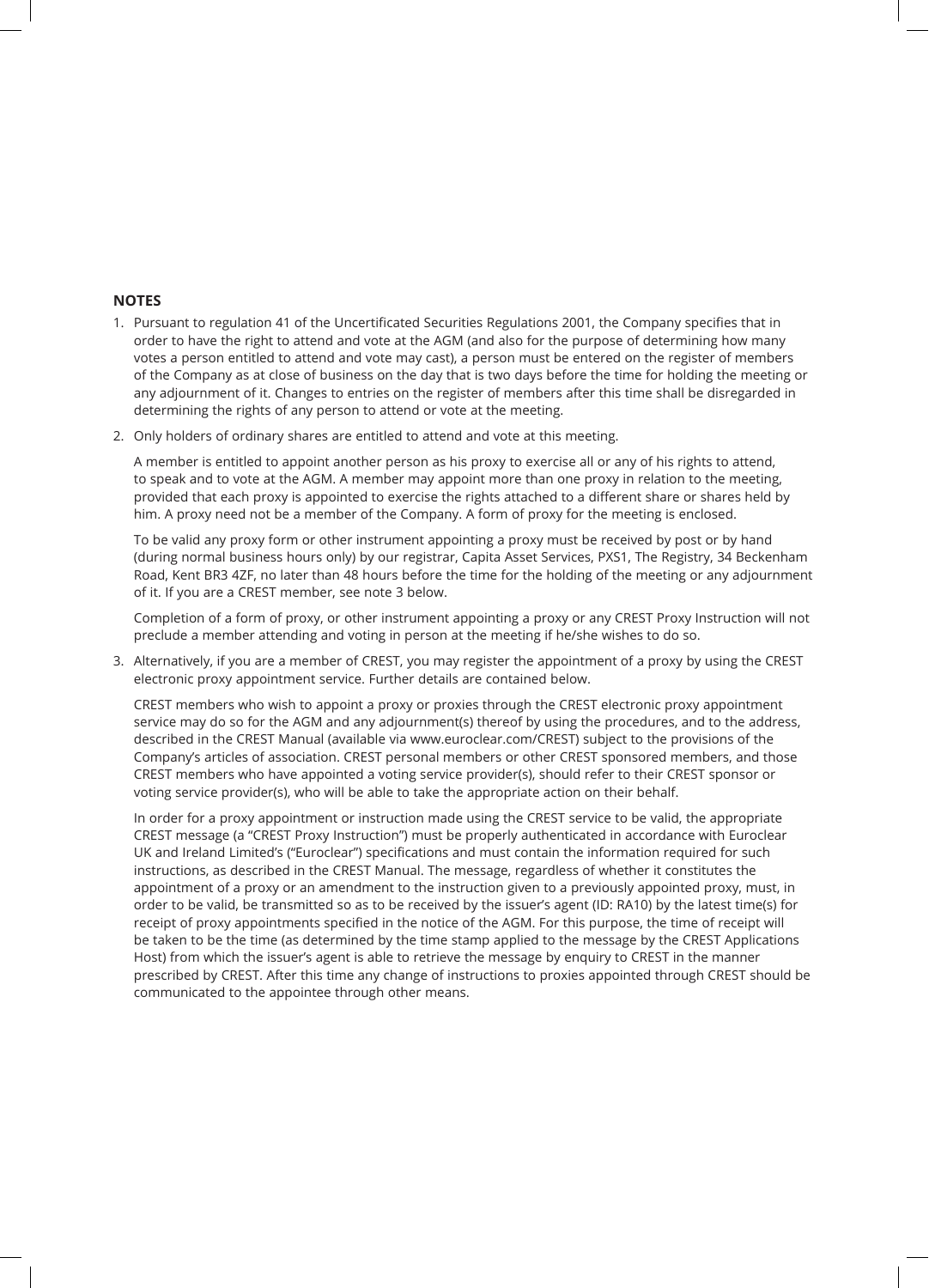**NOTES**

1. Pursuant to regulation 41 of the Uncertificated Securities Regulations 2001, the Company specifies that in order to have the right to attend and vote at the AGM (and also for the purpose of determining how many votes a person entitled to attend and vote may cast), a person must be entered on the register of members of the Company as at close of business on the day that is two days before the time for holding the meeting or any adjournment of it. Changes to entries on the register of members after this time shall be disregarded in determining the rights of any person to attend or vote at the meeting.

2. Only holders of ordinary shares are entitled to attend and vote at this meeting.

   A member is entitled to appoint another person as his proxy to exercise all or any of his rights to attend, to speak and to vote at the AGM. A member may appoint more than one proxy in relation to the meeting, provided that each proxy is appointed to exercise the rights attached to a different share or shares held by him. A proxy need not be a member of the Company. A form of proxy for the meeting is enclosed.

   To be valid any proxy form or other instrument appointing a proxy must be received by post or by hand (during normal business hours only) by our registrar, Capita Asset Services, PXS1, The Registry, 34 Beckenham Road, Kent BR3 4ZF, no later than 48 hours before the time for the holding of the meeting or any adjournment of it. If you are a CREST member, see note 3 below.

   Completion of a form of proxy, or other instrument appointing a proxy or any CREST Proxy Instruction will not preclude a member attending and voting in person at the meeting if he/she wishes to do so.

3. Alternatively, if you are a member of CREST, you may register the appointment of a proxy by using the CREST electronic proxy appointment service. Further details are contained below.

   CREST members who wish to appoint a proxy or proxies through the CREST electronic proxy appointment service may do so for the AGM and any adjournment(s) thereof by using the procedures, and to the address, described in the CREST Manual (available via www.euroclear.com/CREST) subject to the provisions of the Company's articles of association. CREST personal members or other CREST sponsored members, and those CREST members who have appointed a voting service provider(s), should refer to their CREST sponsor or voting service provider(s), who will be able to take the appropriate action on their behalf.

   In order for a proxy appointment or instruction made using the CREST service to be valid, the appropriate CREST message (a "CREST Proxy Instruction") must be properly authenticated in accordance with Euroclear UK and Ireland Limited's ("Euroclear") specifications and must contain the information required for such instructions, as described in the CREST Manual. The message, regardless of whether it constitutes the appointment of a proxy or an amendment to the instruction given to a previously appointed proxy, must, in order to be valid, be transmitted so as to be received by the issuer's agent (ID: RA10) by the latest time(s) for receipt of proxy appointments specified in the notice of the AGM. For this purpose, the time of receipt will be taken to be the time (as determined by the time stamp applied to the message by the CREST Applications Host) from which the issuer's agent is able to retrieve the message by enquiry to CREST in the manner prescribed by CREST. After this time any change of instructions to proxies appointed through CREST should be communicated to the appointee through other means.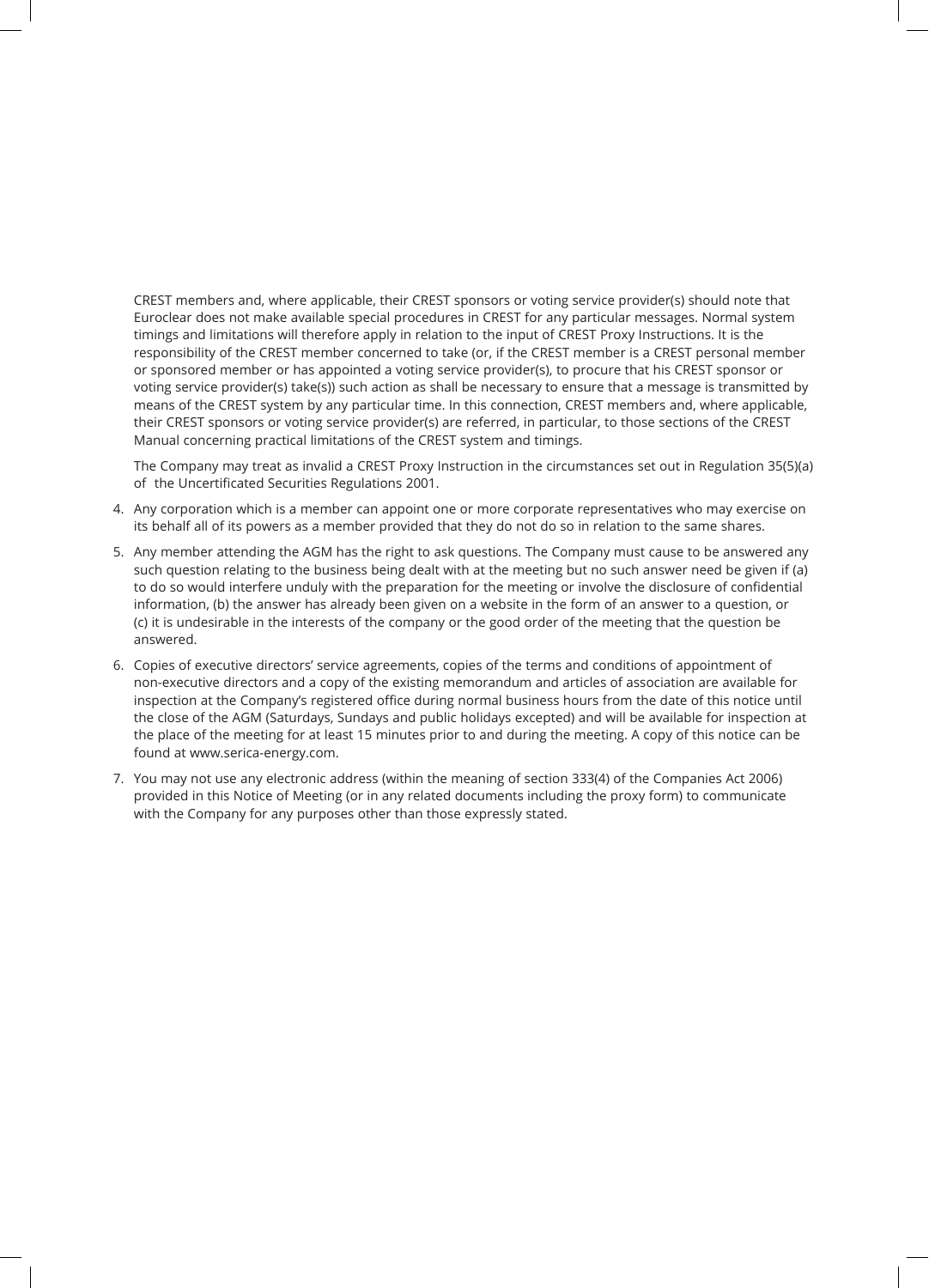CREST members and, where applicable, their CREST sponsors or voting service provider(s) should note that Euroclear does not make available special procedures in CREST for any particular messages. Normal system timings and limitations will therefore apply in relation to the input of CREST Proxy Instructions. It is the responsibility of the CREST member concerned to take (or, if the CREST member is a CREST personal member or sponsored member or has appointed a voting service provider(s), to procure that his CREST sponsor or voting service provider(s) take(s)) such action as shall be necessary to ensure that a message is transmitted by means of the CREST system by any particular time. In this connection, CREST members and, where applicable, their CREST sponsors or voting service provider(s) are referred, in particular, to those sections of the CREST Manual concerning practical limitations of the CREST system and timings.

The Company may treat as invalid a CREST Proxy Instruction in the circumstances set out in Regulation 35(5)(a) of the Uncertificated Securities Regulations 2001.

4. Any corporation which is a member can appoint one or more corporate representatives who may exercise on its behalf all of its powers as a member provided that they do not do so in relation to the same shares.

5. Any member attending the AGM has the right to ask questions. The Company must cause to be answered any such question relating to the business being dealt with at the meeting but no such answer need be given if (a) to do so would interfere unduly with the preparation for the meeting or involve the disclosure of confidential information, (b) the answer has already been given on a website in the form of an answer to a question, or (c) it is undesirable in the interests of the company or the good order of the meeting that the question be answered.

6. Copies of executive directors' service agreements, copies of the terms and conditions of appointment of non-executive directors and a copy of the existing memorandum and articles of association are available for inspection at the Company's registered office during normal business hours from the date of this notice until the close of the AGM (Saturdays, Sundays and public holidays excepted) and will be available for inspection at the place of the meeting for at least 15 minutes prior to and during the meeting. A copy of this notice can be found at www.serica-energy.com.

7. You may not use any electronic address (within the meaning of section 333(4) of the Companies Act 2006) provided in this Notice of Meeting (or in any related documents including the proxy form) to communicate with the Company for any purposes other than those expressly stated.